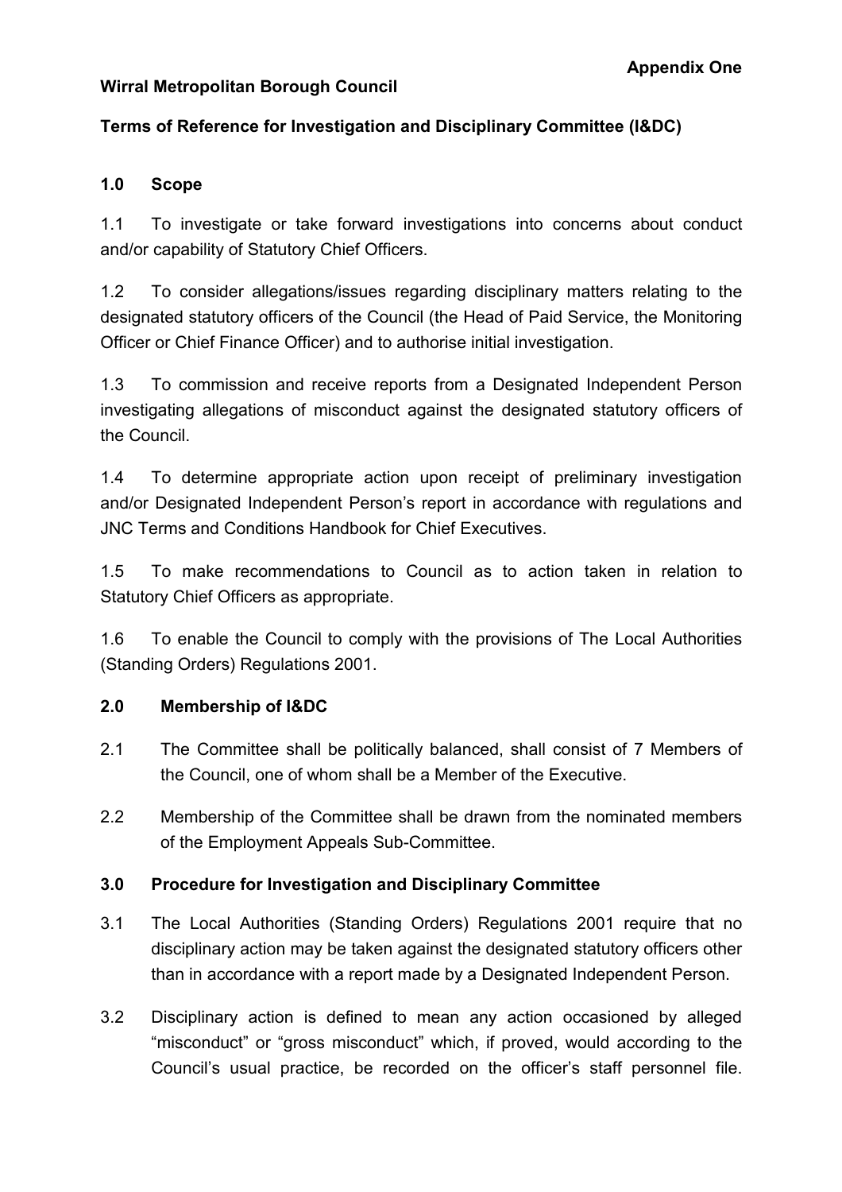**Appendix One**

**Wirral Metropolitan Borough Council**

**Terms of Reference for Investigation and Disciplinary Committee (I&DC)**

## 1.0 Scope

1.1 To investigate or take forward investigations into concerns about conduct and/or capability of Statutory Chief Officers.

1.2 To consider allegations/issues regarding disciplinary matters relating to the designated statutory officers of the Council (the Head of Paid Service, the Monitoring Officer or Chief Finance Officer) and to authorise initial investigation.

1.3 To commission and receive reports from a Designated Independent Person investigating allegations of misconduct against the designated statutory officers of the Council.

1.4 To determine appropriate action upon receipt of preliminary investigation and/or Designated Independent Person's report in accordance with regulations and JNC Terms and Conditions Handbook for Chief Executives.

1.5 To make recommendations to Council as to action taken in relation to Statutory Chief Officers as appropriate.

1.6 To enable the Council to comply with the provisions of The Local Authorities (Standing Orders) Regulations 2001.

## 2.0 Membership of I&DC

2.1 The Committee shall be politically balanced, shall consist of 7 Members of the Council, one of whom shall be a Member of the Executive.

2.2 Membership of the Committee shall be drawn from the nominated members of the Employment Appeals Sub-Committee.

## 3.0 Procedure for Investigation and Disciplinary Committee

3.1 The Local Authorities (Standing Orders) Regulations 2001 require that no disciplinary action may be taken against the designated statutory officers other than in accordance with a report made by a Designated Independent Person.

3.2 Disciplinary action is defined to mean any action occasioned by alleged "misconduct" or "gross misconduct" which, if proved, would according to the Council's usual practice, be recorded on the officer's staff personnel file.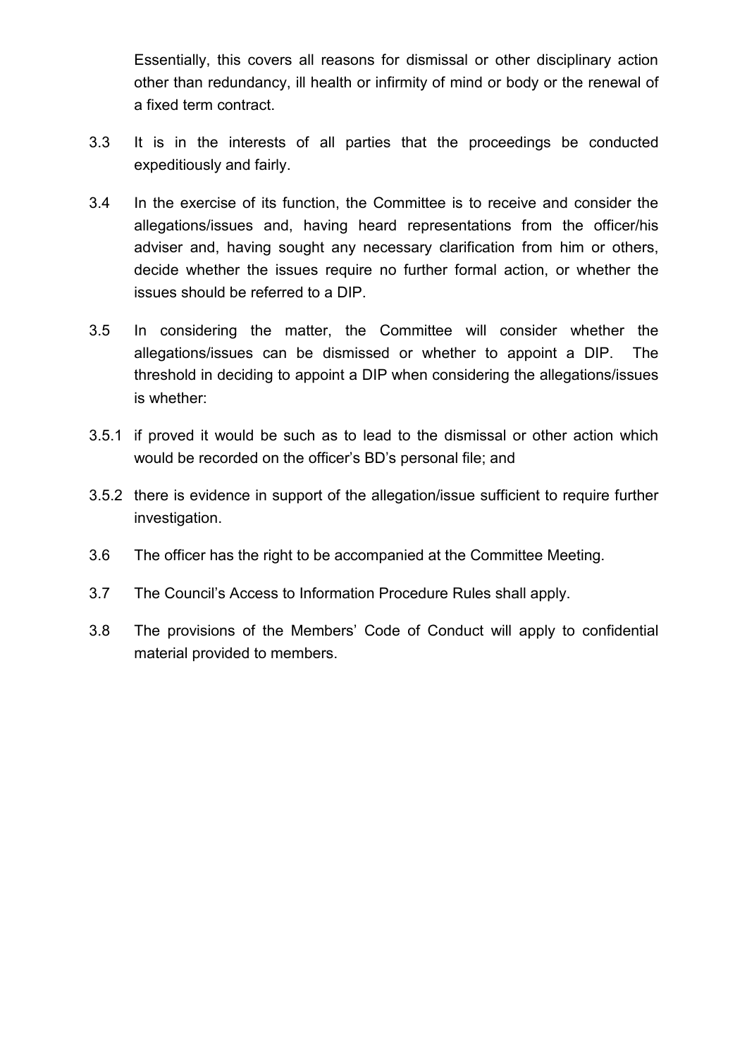Essentially, this covers all reasons for dismissal or other disciplinary action other than redundancy, ill health or infirmity of mind or body or the renewal of a fixed term contract.

3.3 It is in the interests of all parties that the proceedings be conducted expeditiously and fairly.

3.4 In the exercise of its function, the Committee is to receive and consider the allegations/issues and, having heard representations from the officer/his adviser and, having sought any necessary clarification from him or others, decide whether the issues require no further formal action, or whether the issues should be referred to a DIP.

3.5 In considering the matter, the Committee will consider whether the allegations/issues can be dismissed or whether to appoint a DIP. The threshold in deciding to appoint a DIP when considering the allegations/issues is whether:

3.5.1 if proved it would be such as to lead to the dismissal or other action which would be recorded on the officer's BD's personal file; and

3.5.2 there is evidence in support of the allegation/issue sufficient to require further investigation.

3.6 The officer has the right to be accompanied at the Committee Meeting.

3.7 The Council's Access to Information Procedure Rules shall apply.

3.8 The provisions of the Members' Code of Conduct will apply to confidential material provided to members.